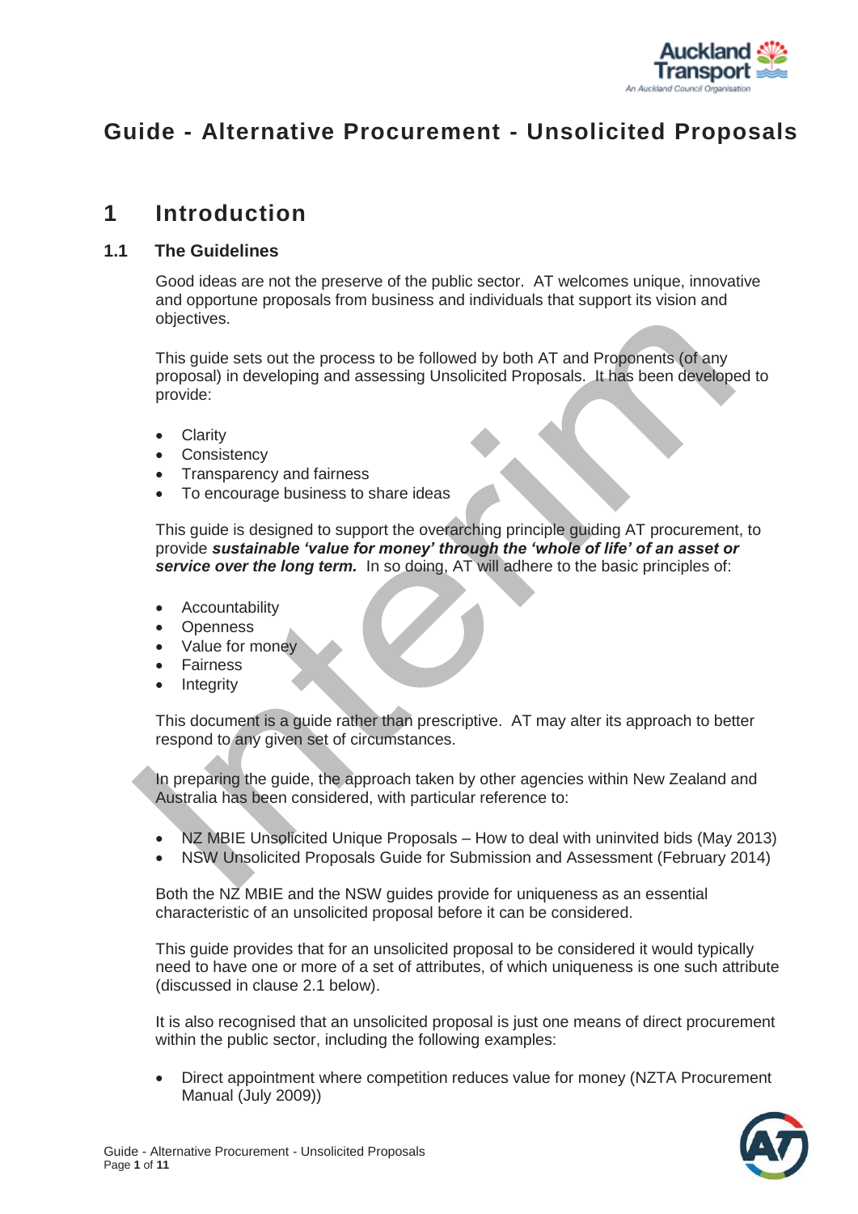# Guide - Alternative Procurement - Unsolicited Proposals

## 1 Introduction

### 1.1 The Guidelines

Good ideas are not the preserve of the public sector. AT welcomes unique, innovative and opportune proposals from business and individuals that support its vision and objectives.

This guide sets out the process to be followed by both AT and Proponents (of any proposal) in developing and assessing Unsolicited Proposals. It has been developed to provide:

- Clarity
- Consistency
- Transparency and fairness
- To encourage business to share ideas

This guide is designed to support the overarching principle guiding AT procurement, to provide ***sustainable 'value for money' through the 'whole of life' of an asset or service over the long term.*** In so doing, AT will adhere to the basic principles of:

- Accountability
- Openness
- Value for money
- Fairness
- Integrity

This document is a guide rather than prescriptive. AT may alter its approach to better respond to any given set of circumstances.

In preparing the guide, the approach taken by other agencies within New Zealand and Australia has been considered, with particular reference to:

- NZ MBIE Unsolicited Unique Proposals – How to deal with uninvited bids (May 2013)
- NSW Unsolicited Proposals Guide for Submission and Assessment (February 2014)

Both the NZ MBIE and the NSW guides provide for uniqueness as an essential characteristic of an unsolicited proposal before it can be considered.

This guide provides that for an unsolicited proposal to be considered it would typically need to have one or more of a set of attributes, of which uniqueness is one such attribute (discussed in clause 2.1 below).

It is also recognised that an unsolicited proposal is just one means of direct procurement within the public sector, including the following examples:

- Direct appointment where competition reduces value for money (NZTA Procurement Manual (July 2009))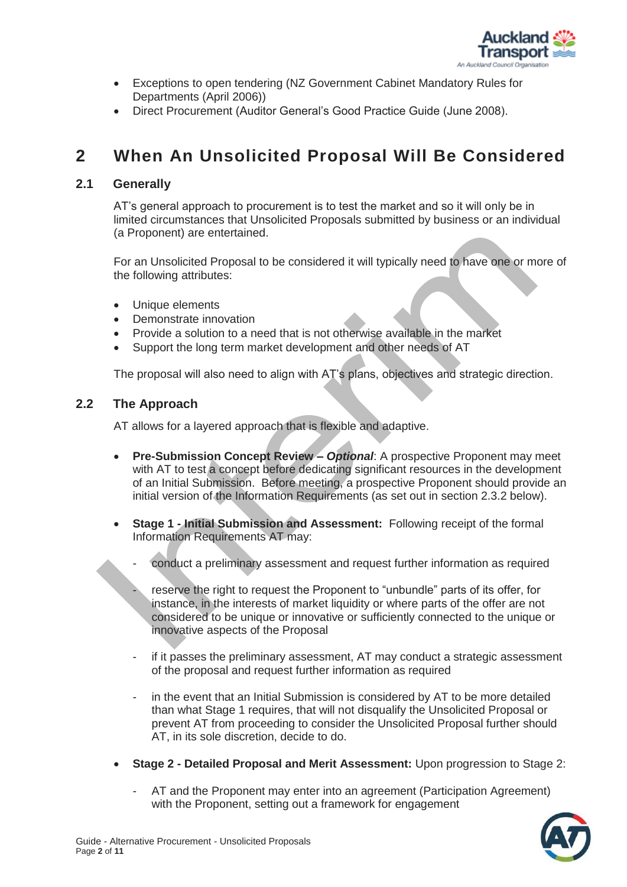- Exceptions to open tendering (NZ Government Cabinet Mandatory Rules for Departments (April 2006))
- Direct Procurement (Auditor General's Good Practice Guide (June 2008).

# 2 When An Unsolicited Proposal Will Be Considered

## 2.1 Generally

AT's general approach to procurement is to test the market and so it will only be in limited circumstances that Unsolicited Proposals submitted by business or an individual (a Proponent) are entertained.

For an Unsolicited Proposal to be considered it will typically need to have one or more of the following attributes:

- Unique elements
- Demonstrate innovation
- Provide a solution to a need that is not otherwise available in the market
- Support the long term market development and other needs of AT

The proposal will also need to align with AT's plans, objectives and strategic direction.

## 2.2 The Approach

AT allows for a layered approach that is flexible and adaptive.

- **Pre-Submission Concept Review – *Optional***: A prospective Proponent may meet with AT to test a concept before dedicating significant resources in the development of an Initial Submission. Before meeting, a prospective Proponent should provide an initial version of the Information Requirements (as set out in section 2.3.2 below).

- **Stage 1 - Initial Submission and Assessment:** Following receipt of the formal Information Requirements AT may:

  - conduct a preliminary assessment and request further information as required

  - reserve the right to request the Proponent to "unbundle" parts of its offer, for instance, in the interests of market liquidity or where parts of the offer are not considered to be unique or innovative or sufficiently connected to the unique or innovative aspects of the Proposal

  - if it passes the preliminary assessment, AT may conduct a strategic assessment of the proposal and request further information as required

  - in the event that an Initial Submission is considered by AT to be more detailed than what Stage 1 requires, that will not disqualify the Unsolicited Proposal or prevent AT from proceeding to consider the Unsolicited Proposal further should AT, in its sole discretion, decide to do.

- **Stage 2 - Detailed Proposal and Merit Assessment:** Upon progression to Stage 2:

  - AT and the Proponent may enter into an agreement (Participation Agreement) with the Proponent, setting out a framework for engagement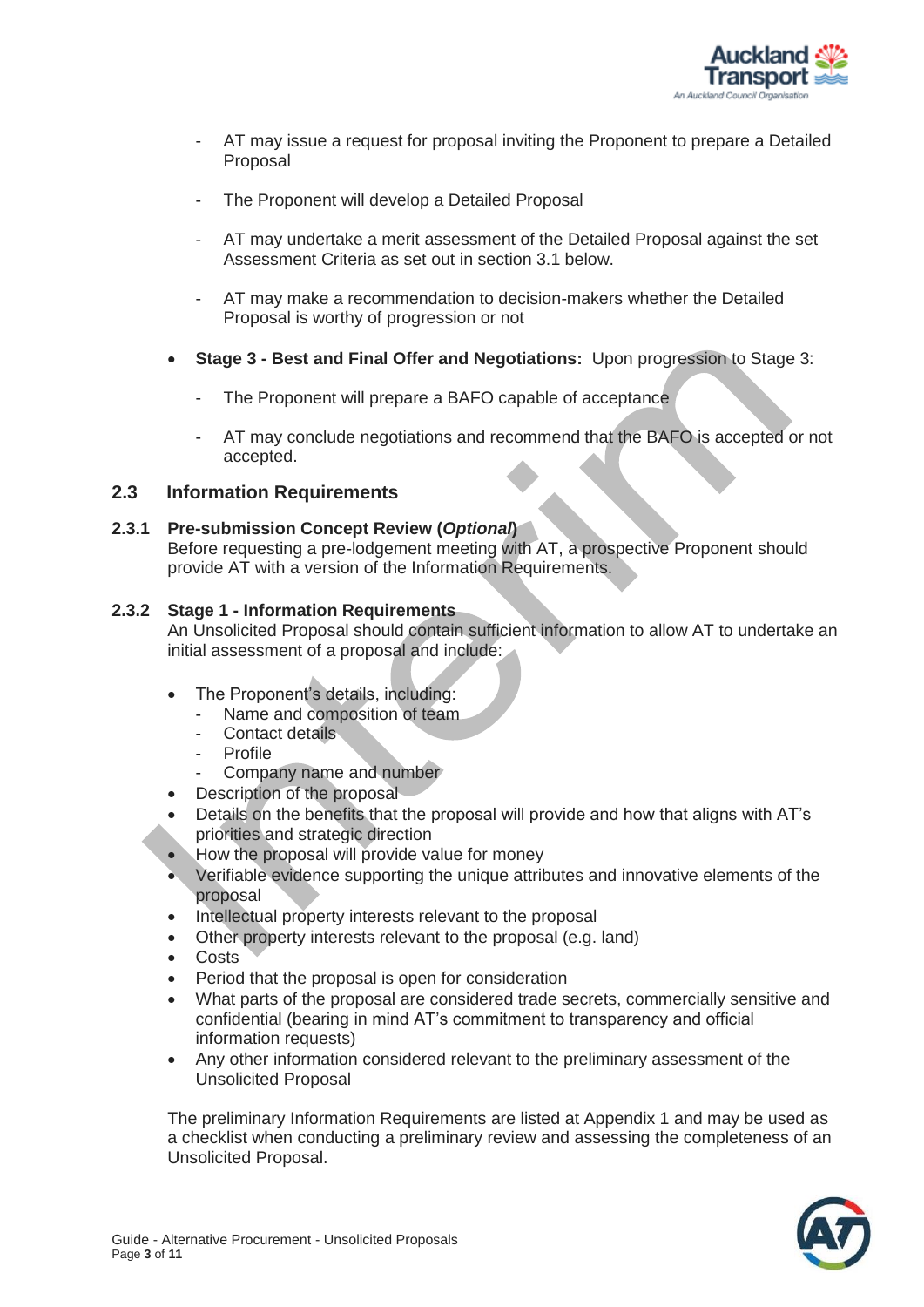- AT may issue a request for proposal inviting the Proponent to prepare a Detailed Proposal

  - The Proponent will develop a Detailed Proposal

  - AT may undertake a merit assessment of the Detailed Proposal against the set Assessment Criteria as set out in section 3.1 below.

  - AT may make a recommendation to decision-makers whether the Detailed Proposal is worthy of progression or not

- **Stage 3 - Best and Final Offer and Negotiations:** Upon progression to Stage 3:

  - The Proponent will prepare a BAFO capable of acceptance

  - AT may conclude negotiations and recommend that the BAFO is accepted or not accepted.

## 2.3 Information Requirements

### 2.3.1 Pre-submission Concept Review (*Optional*)

Before requesting a pre-lodgement meeting with AT, a prospective Proponent should provide AT with a version of the Information Requirements.

### 2.3.2 Stage 1 - Information Requirements

An Unsolicited Proposal should contain sufficient information to allow AT to undertake an initial assessment of a proposal and include:

- The Proponent's details, including:
  - Name and composition of team
  - Contact details
  - Profile
  - Company name and number
- Description of the proposal
- Details on the benefits that the proposal will provide and how that aligns with AT's priorities and strategic direction
- How the proposal will provide value for money
- Verifiable evidence supporting the unique attributes and innovative elements of the proposal
- Intellectual property interests relevant to the proposal
- Other property interests relevant to the proposal (e.g. land)
- Costs
- Period that the proposal is open for consideration
- What parts of the proposal are considered trade secrets, commercially sensitive and confidential (bearing in mind AT's commitment to transparency and official information requests)
- Any other information considered relevant to the preliminary assessment of the Unsolicited Proposal

The preliminary Information Requirements are listed at Appendix 1 and may be used as a checklist when conducting a preliminary review and assessing the completeness of an Unsolicited Proposal.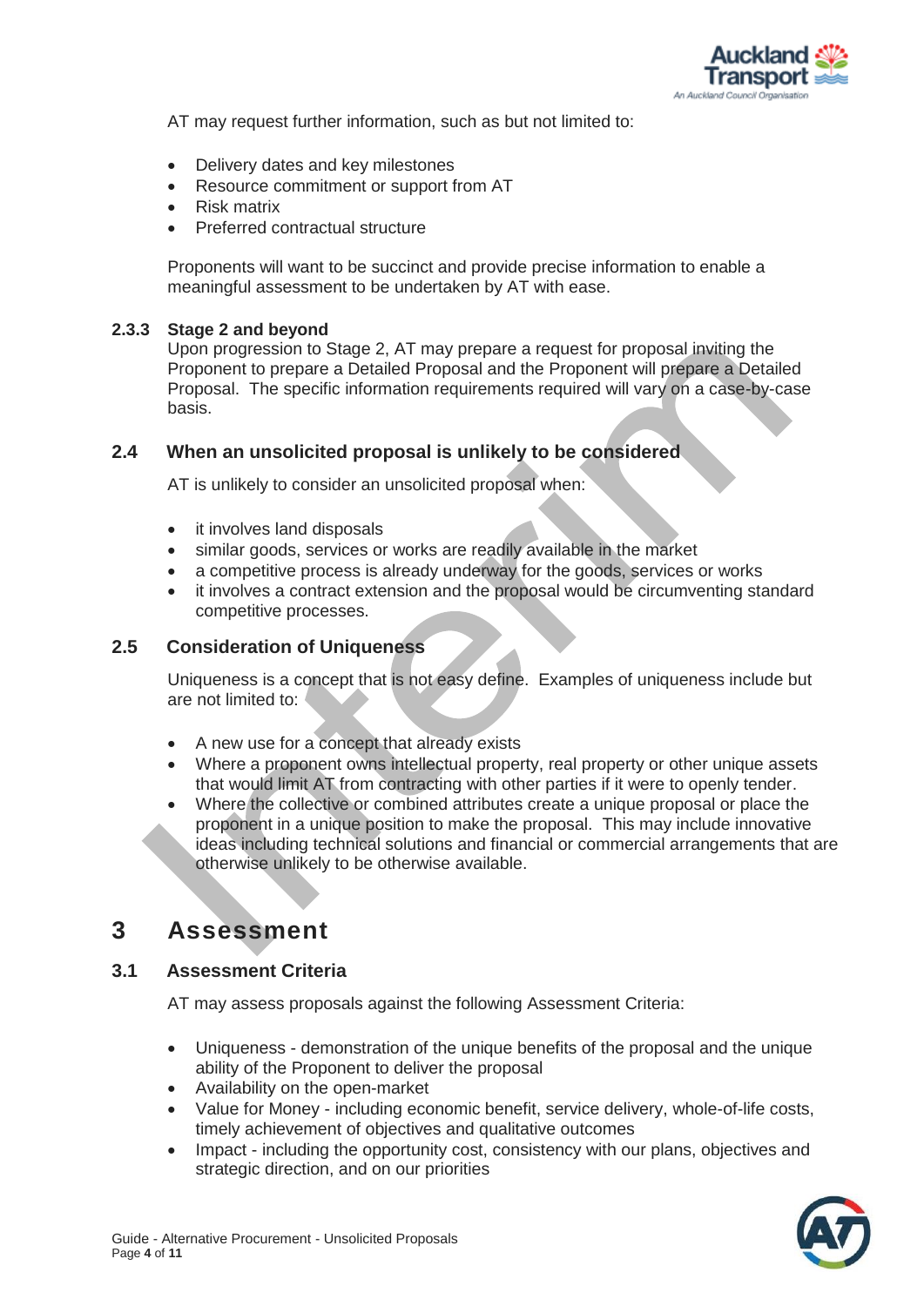AT may request further information, such as but not limited to:

- Delivery dates and key milestones
- Resource commitment or support from AT
- Risk matrix
- Preferred contractual structure

Proponents will want to be succinct and provide precise information to enable a meaningful assessment to be undertaken by AT with ease.

### 2.3.3 Stage 2 and beyond

Upon progression to Stage 2, AT may prepare a request for proposal inviting the Proponent to prepare a Detailed Proposal and the Proponent will prepare a Detailed Proposal. The specific information requirements required will vary on a case-by-case basis.

## 2.4 When an unsolicited proposal is unlikely to be considered

AT is unlikely to consider an unsolicited proposal when:

- it involves land disposals
- similar goods, services or works are readily available in the market
- a competitive process is already underway for the goods, services or works
- it involves a contract extension and the proposal would be circumventing standard competitive processes.

## 2.5 Consideration of Uniqueness

Uniqueness is a concept that is not easy define. Examples of uniqueness include but are not limited to:

- A new use for a concept that already exists
- Where a proponent owns intellectual property, real property or other unique assets that would limit AT from contracting with other parties if it were to openly tender.
- Where the collective or combined attributes create a unique proposal or place the proponent in a unique position to make the proposal. This may include innovative ideas including technical solutions and financial or commercial arrangements that are otherwise unlikely to be otherwise available.

# 3 Assessment

## 3.1 Assessment Criteria

AT may assess proposals against the following Assessment Criteria:

- Uniqueness - demonstration of the unique benefits of the proposal and the unique ability of the Proponent to deliver the proposal
- Availability on the open-market
- Value for Money - including economic benefit, service delivery, whole-of-life costs, timely achievement of objectives and qualitative outcomes
- Impact - including the opportunity cost, consistency with our plans, objectives and strategic direction, and on our priorities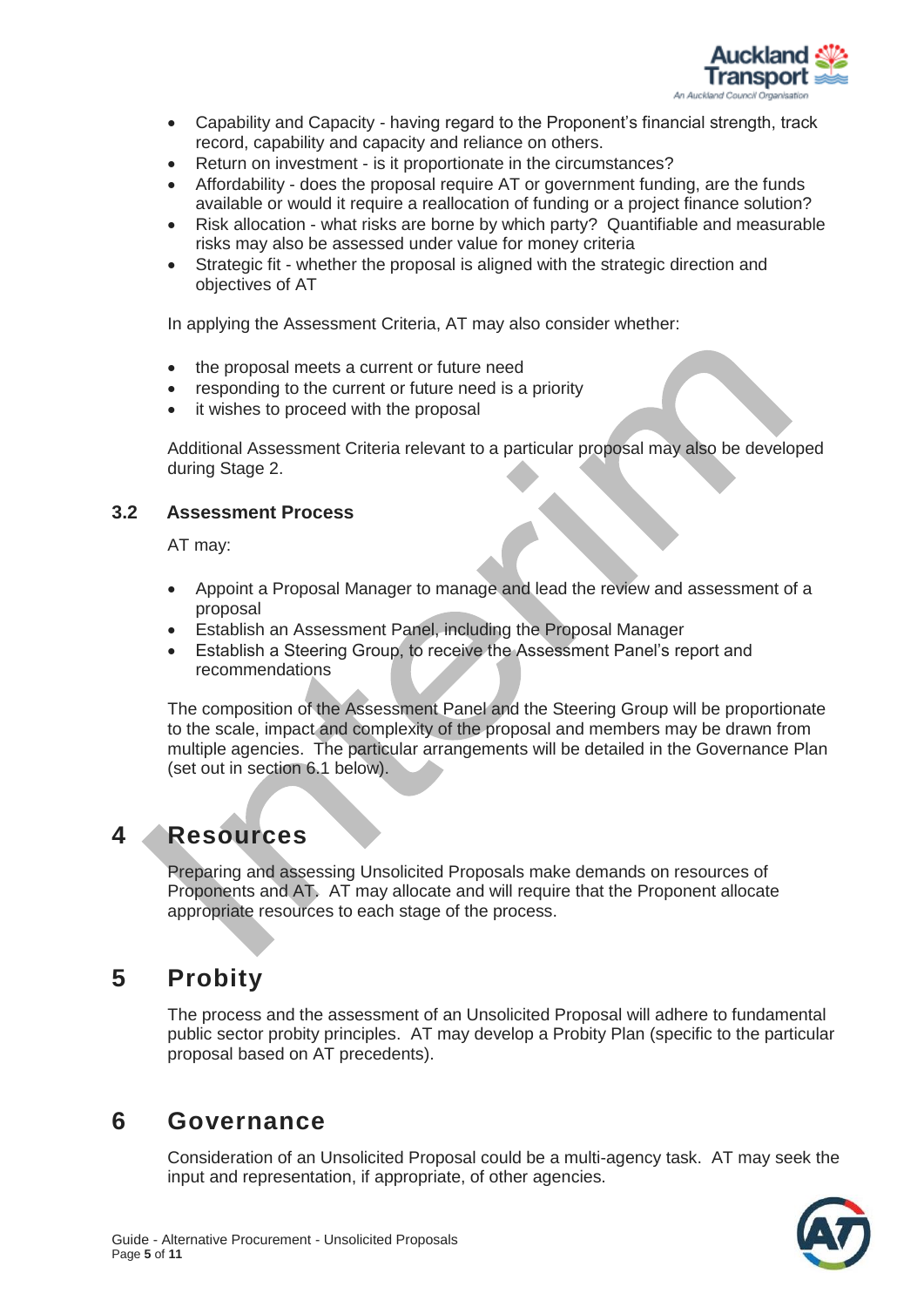- Capability and Capacity - having regard to the Proponent's financial strength, track record, capability and capacity and reliance on others.
- Return on investment - is it proportionate in the circumstances?
- Affordability - does the proposal require AT or government funding, are the funds available or would it require a reallocation of funding or a project finance solution?
- Risk allocation - what risks are borne by which party? Quantifiable and measurable risks may also be assessed under value for money criteria
- Strategic fit - whether the proposal is aligned with the strategic direction and objectives of AT

In applying the Assessment Criteria, AT may also consider whether:

- the proposal meets a current or future need
- responding to the current or future need is a priority
- it wishes to proceed with the proposal

Additional Assessment Criteria relevant to a particular proposal may also be developed during Stage 2.

### 3.2 Assessment Process

AT may:

- Appoint a Proposal Manager to manage and lead the review and assessment of a proposal
- Establish an Assessment Panel, including the Proposal Manager
- Establish a Steering Group, to receive the Assessment Panel's report and recommendations

The composition of the Assessment Panel and the Steering Group will be proportionate to the scale, impact and complexity of the proposal and members may be drawn from multiple agencies. The particular arrangements will be detailed in the Governance Plan (set out in section 6.1 below).

## 4 Resources

Preparing and assessing Unsolicited Proposals make demands on resources of Proponents and AT. AT may allocate and will require that the Proponent allocate appropriate resources to each stage of the process.

## 5 Probity

The process and the assessment of an Unsolicited Proposal will adhere to fundamental public sector probity principles. AT may develop a Probity Plan (specific to the particular proposal based on AT precedents).

## 6 Governance

Consideration of an Unsolicited Proposal could be a multi-agency task. AT may seek the input and representation, if appropriate, of other agencies.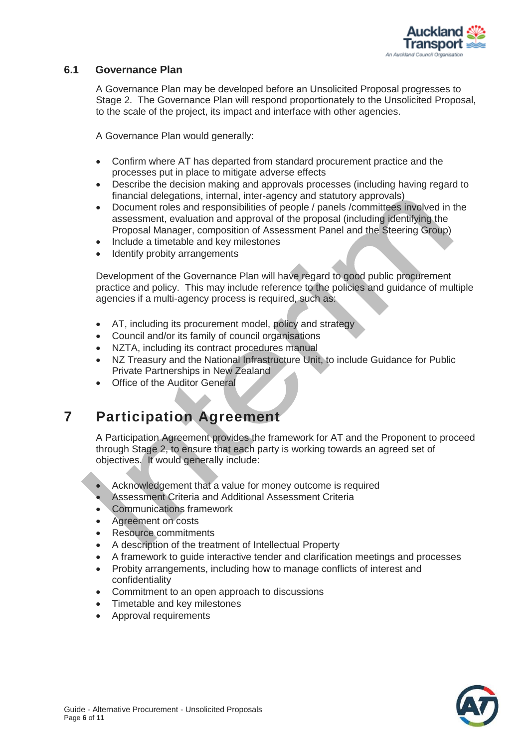### 6.1 Governance Plan

A Governance Plan may be developed before an Unsolicited Proposal progresses to Stage 2. The Governance Plan will respond proportionately to the Unsolicited Proposal, to the scale of the project, its impact and interface with other agencies.

A Governance Plan would generally:

- Confirm where AT has departed from standard procurement practice and the processes put in place to mitigate adverse effects
- Describe the decision making and approvals processes (including having regard to financial delegations, internal, inter-agency and statutory approvals)
- Document roles and responsibilities of people / panels /committees involved in the assessment, evaluation and approval of the proposal (including identifying the Proposal Manager, composition of Assessment Panel and the Steering Group)
- Include a timetable and key milestones
- Identify probity arrangements

Development of the Governance Plan will have regard to good public procurement practice and policy. This may include reference to the policies and guidance of multiple agencies if a multi-agency process is required, such as:

- AT, including its procurement model, policy and strategy
- Council and/or its family of council organisations
- NZTA, including its contract procedures manual
- NZ Treasury and the National Infrastructure Unit, to include Guidance for Public Private Partnerships in New Zealand
- Office of the Auditor General

# 7 Participation Agreement

A Participation Agreement provides the framework for AT and the Proponent to proceed through Stage 2, to ensure that each party is working towards an agreed set of objectives. It would generally include:

- Acknowledgement that a value for money outcome is required
- Assessment Criteria and Additional Assessment Criteria
- Communications framework
- Agreement on costs
- Resource commitments
- A description of the treatment of Intellectual Property
- A framework to guide interactive tender and clarification meetings and processes
- Probity arrangements, including how to manage conflicts of interest and confidentiality
- Commitment to an open approach to discussions
- Timetable and key milestones
- Approval requirements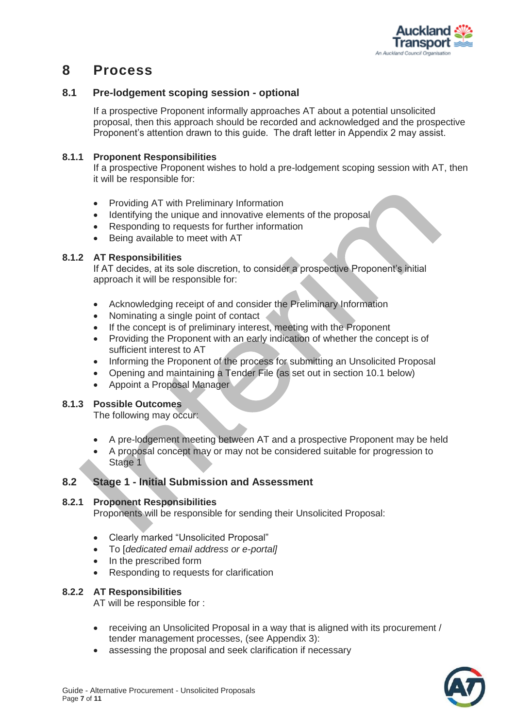# 8 Process

## 8.1 Pre-lodgement scoping session - optional

If a prospective Proponent informally approaches AT about a potential unsolicited proposal, then this approach should be recorded and acknowledged and the prospective Proponent's attention drawn to this guide. The draft letter in Appendix 2 may assist.

### 8.1.1 Proponent Responsibilities

If a prospective Proponent wishes to hold a pre-lodgement scoping session with AT, then it will be responsible for:

- Providing AT with Preliminary Information
- Identifying the unique and innovative elements of the proposal
- Responding to requests for further information
- Being available to meet with AT

### 8.1.2 AT Responsibilities

If AT decides, at its sole discretion, to consider a prospective Proponent's initial approach it will be responsible for:

- Acknowledging receipt of and consider the Preliminary Information
- Nominating a single point of contact
- If the concept is of preliminary interest, meeting with the Proponent
- Providing the Proponent with an early indication of whether the concept is of sufficient interest to AT
- Informing the Proponent of the process for submitting an Unsolicited Proposal
- Opening and maintaining a Tender File (as set out in section 10.1 below)
- Appoint a Proposal Manager

### 8.1.3 Possible Outcomes

The following may occur:

- A pre-lodgement meeting between AT and a prospective Proponent may be held
- A proposal concept may or may not be considered suitable for progression to Stage 1

## 8.2 Stage 1 - Initial Submission and Assessment

### 8.2.1 Proponent Responsibilities

Proponents will be responsible for sending their Unsolicited Proposal:

- Clearly marked "Unsolicited Proposal"
- To [*dedicated email address or e-portal]*
- In the prescribed form
- Responding to requests for clarification

### 8.2.2 AT Responsibilities

AT will be responsible for :

- receiving an Unsolicited Proposal in a way that is aligned with its procurement / tender management processes, (see Appendix 3):
- assessing the proposal and seek clarification if necessary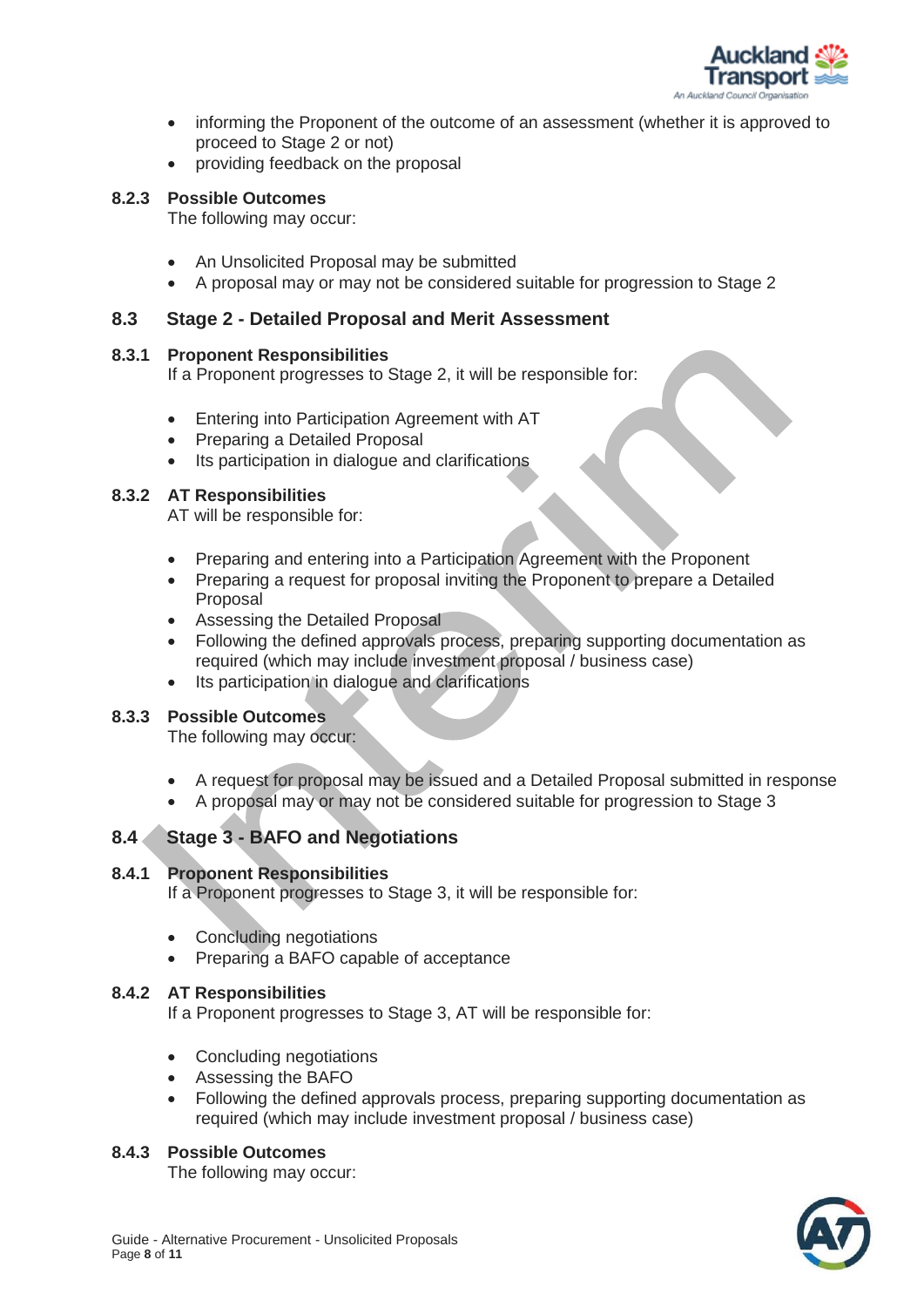- informing the Proponent of the outcome of an assessment (whether it is approved to proceed to Stage 2 or not)
- providing feedback on the proposal

#### 8.2.3 Possible Outcomes

The following may occur:

- An Unsolicited Proposal may be submitted
- A proposal may or may not be considered suitable for progression to Stage 2

### 8.3 Stage 2 - Detailed Proposal and Merit Assessment

#### 8.3.1 Proponent Responsibilities

If a Proponent progresses to Stage 2, it will be responsible for:

- Entering into Participation Agreement with AT
- Preparing a Detailed Proposal
- Its participation in dialogue and clarifications

#### 8.3.2 AT Responsibilities

AT will be responsible for:

- Preparing and entering into a Participation Agreement with the Proponent
- Preparing a request for proposal inviting the Proponent to prepare a Detailed Proposal
- Assessing the Detailed Proposal
- Following the defined approvals process, preparing supporting documentation as required (which may include investment proposal / business case)
- Its participation in dialogue and clarifications

#### 8.3.3 Possible Outcomes

The following may occur:

- A request for proposal may be issued and a Detailed Proposal submitted in response
- A proposal may or may not be considered suitable for progression to Stage 3

### 8.4 Stage 3 - BAFO and Negotiations

#### 8.4.1 Proponent Responsibilities

If a Proponent progresses to Stage 3, it will be responsible for:

- Concluding negotiations
- Preparing a BAFO capable of acceptance

#### 8.4.2 AT Responsibilities

If a Proponent progresses to Stage 3, AT will be responsible for:

- Concluding negotiations
- Assessing the BAFO
- Following the defined approvals process, preparing supporting documentation as required (which may include investment proposal / business case)

#### 8.4.3 Possible Outcomes

The following may occur: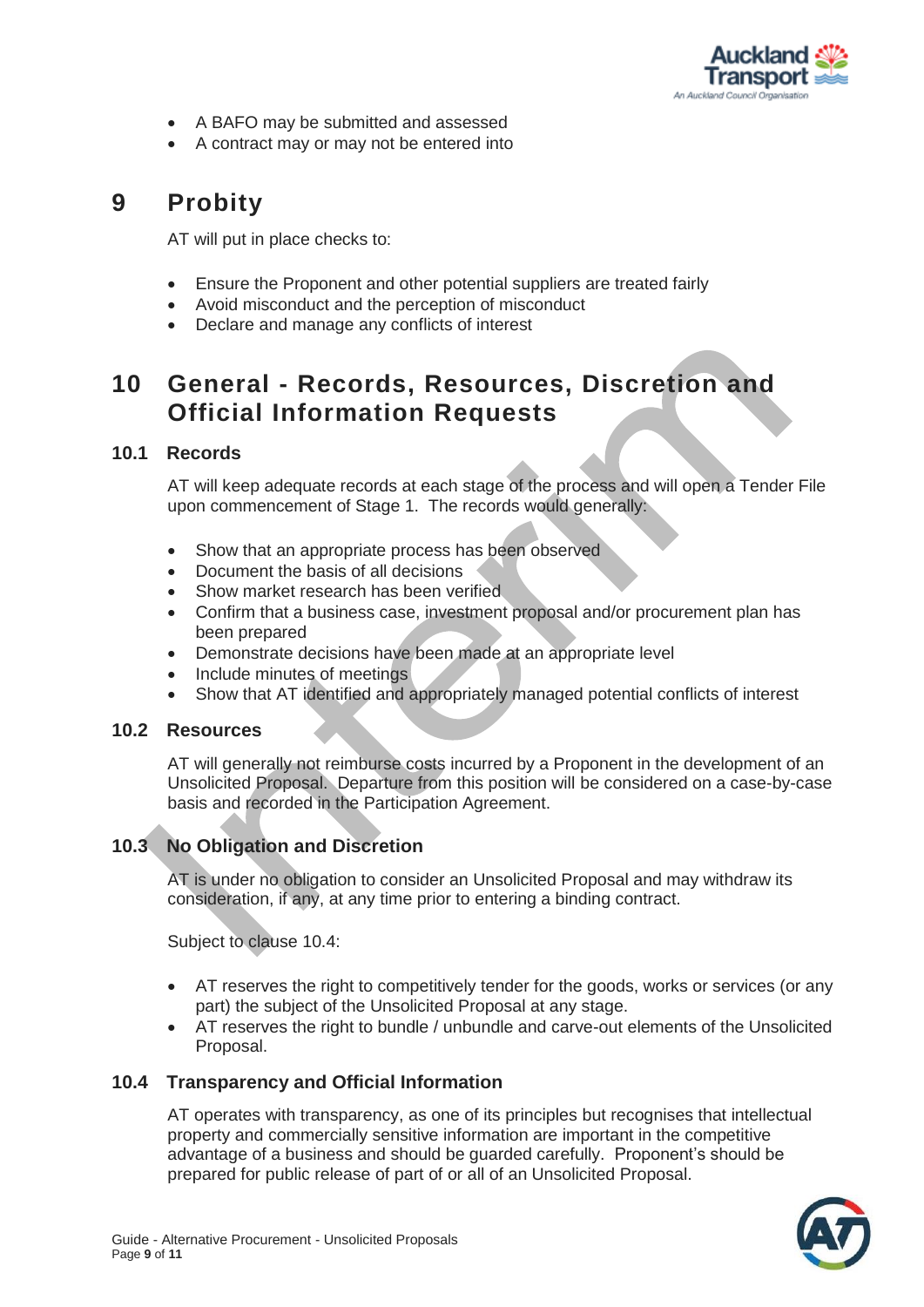- A BAFO may be submitted and assessed
- A contract may or may not be entered into

# 9 Probity

AT will put in place checks to:

- Ensure the Proponent and other potential suppliers are treated fairly
- Avoid misconduct and the perception of misconduct
- Declare and manage any conflicts of interest

# 10 General - Records, Resources, Discretion and Official Information Requests

## 10.1 Records

AT will keep adequate records at each stage of the process and will open a Tender File upon commencement of Stage 1. The records would generally:

- Show that an appropriate process has been observed
- Document the basis of all decisions
- Show market research has been verified
- Confirm that a business case, investment proposal and/or procurement plan has been prepared
- Demonstrate decisions have been made at an appropriate level
- Include minutes of meetings
- Show that AT identified and appropriately managed potential conflicts of interest

## 10.2 Resources

AT will generally not reimburse costs incurred by a Proponent in the development of an Unsolicited Proposal. Departure from this position will be considered on a case-by-case basis and recorded in the Participation Agreement.

## 10.3 No Obligation and Discretion

AT is under no obligation to consider an Unsolicited Proposal and may withdraw its consideration, if any, at any time prior to entering a binding contract.

Subject to clause 10.4:

- AT reserves the right to competitively tender for the goods, works or services (or any part) the subject of the Unsolicited Proposal at any stage.
- AT reserves the right to bundle / unbundle and carve-out elements of the Unsolicited Proposal.

## 10.4 Transparency and Official Information

AT operates with transparency, as one of its principles but recognises that intellectual property and commercially sensitive information are important in the competitive advantage of a business and should be guarded carefully. Proponent's should be prepared for public release of part of or all of an Unsolicited Proposal.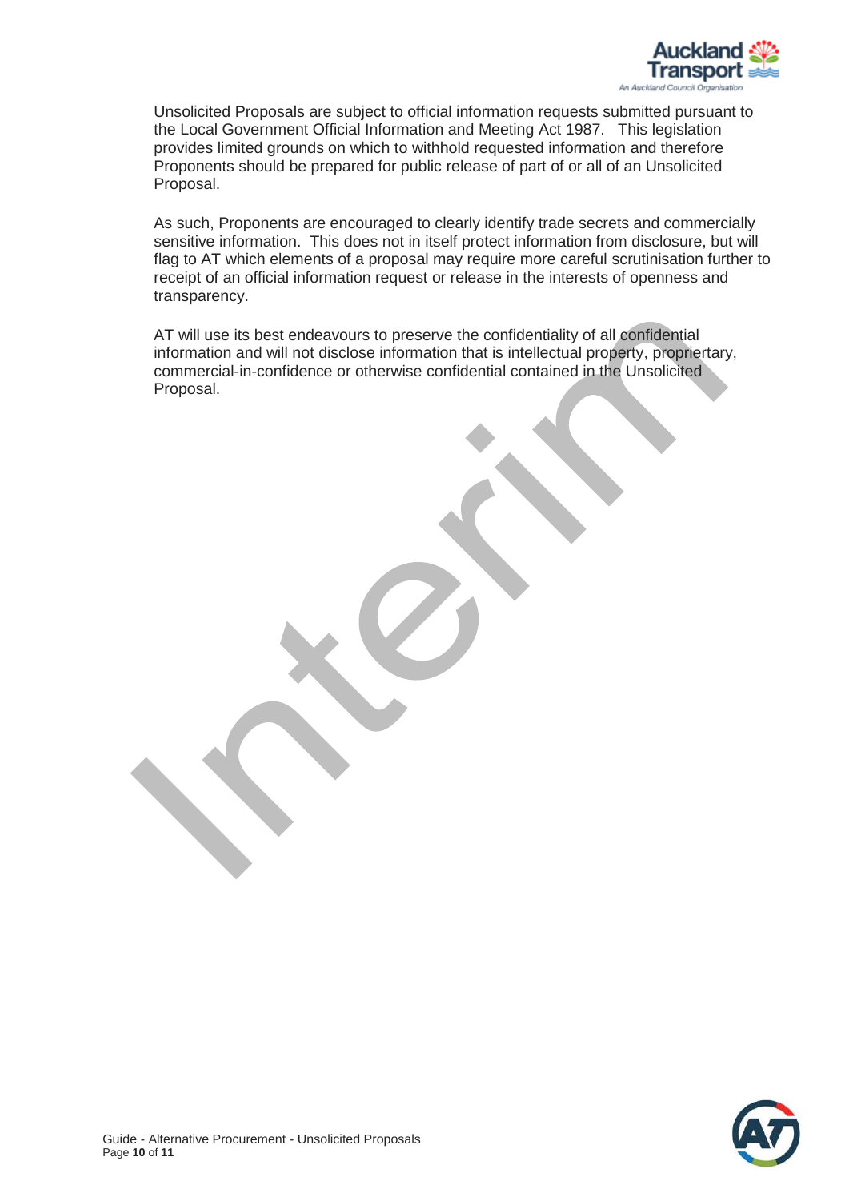Unsolicited Proposals are subject to official information requests submitted pursuant to the Local Government Official Information and Meeting Act 1987. This legislation provides limited grounds on which to withhold requested information and therefore Proponents should be prepared for public release of part of or all of an Unsolicited Proposal.

As such, Proponents are encouraged to clearly identify trade secrets and commercially sensitive information. This does not in itself protect information from disclosure, but will flag to AT which elements of a proposal may require more careful scrutinisation further to receipt of an official information request or release in the interests of openness and transparency.

AT will use its best endeavours to preserve the confidentiality of all confidential information and will not disclose information that is intellectual property, propriertary, commercial-in-confidence or otherwise confidential contained in the Unsolicited Proposal.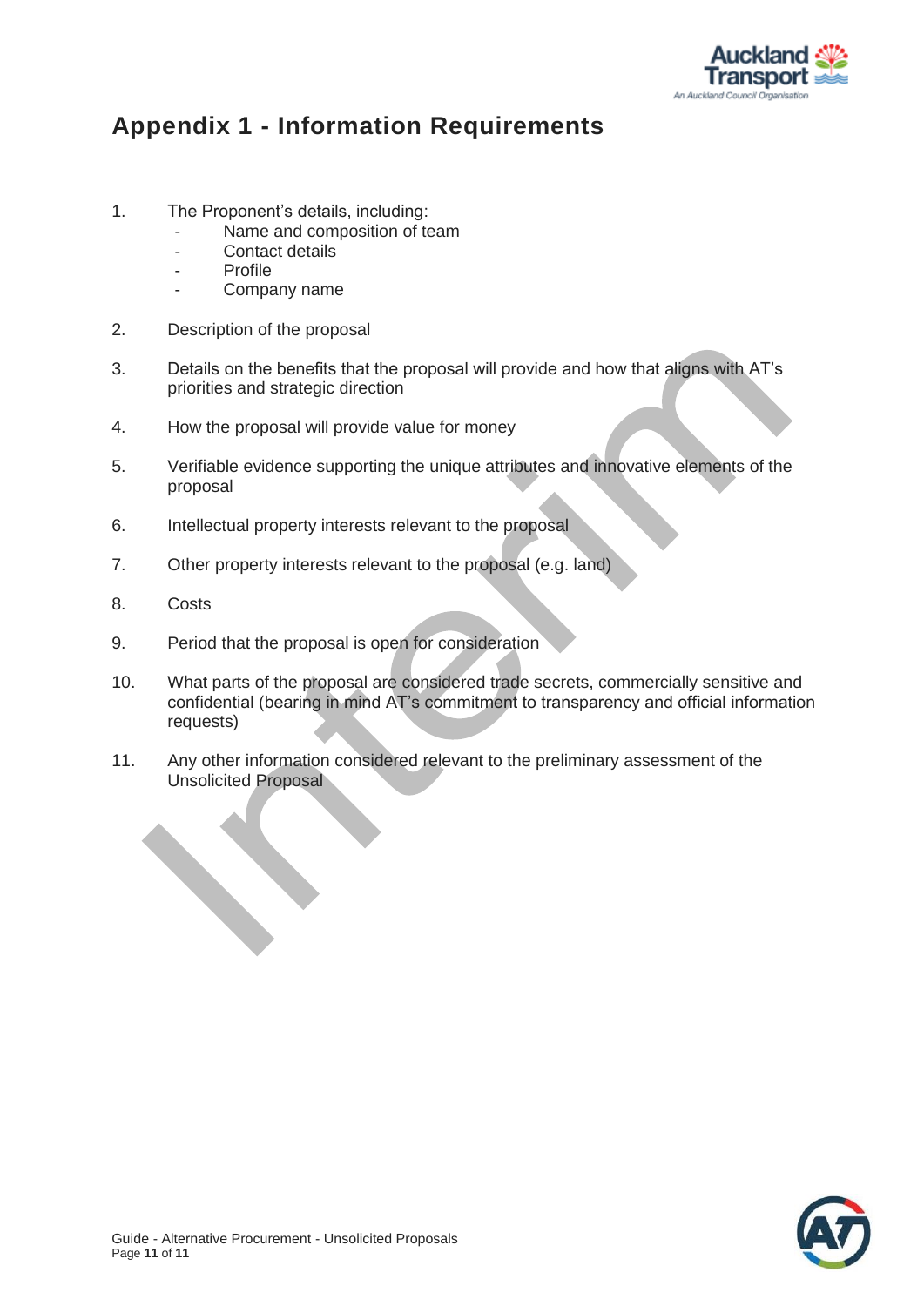# Appendix 1 - Information Requirements

1. The Proponent's details, including:
   - Name and composition of team
   - Contact details
   - Profile
   - Company name

2. Description of the proposal

3. Details on the benefits that the proposal will provide and how that aligns with AT's priorities and strategic direction

4. How the proposal will provide value for money

5. Verifiable evidence supporting the unique attributes and innovative elements of the proposal

6. Intellectual property interests relevant to the proposal

7. Other property interests relevant to the proposal (e.g. land)

8. Costs

9. Period that the proposal is open for consideration

10. What parts of the proposal are considered trade secrets, commercially sensitive and confidential (bearing in mind AT's commitment to transparency and official information requests)

11. Any other information considered relevant to the preliminary assessment of the Unsolicited Proposal